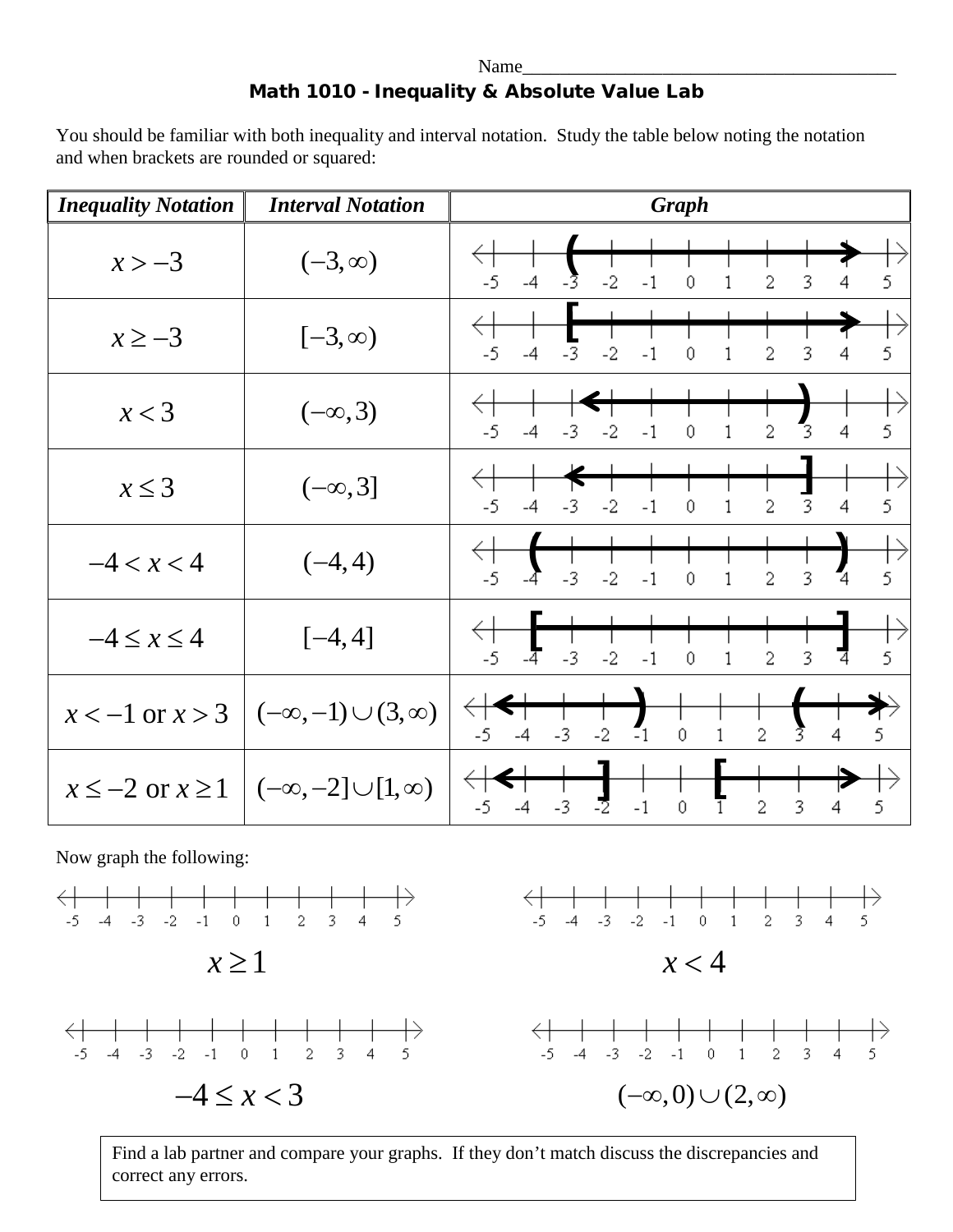Name________________________________________

## Math 1010 - Inequality & Absolute Value Lab

You should be familiar with both inequality and interval notation. Study the table below noting the notation and when brackets are rounded or squared:

| *Inequality Notation* | *Interval Notation* | *Graph* |
|---|---|---|
| $x > -3$ | $(-3, \infty)$ | |
| $x \geq -3$ | $[-3, \infty)$ | |
| $x < 3$ | $(-\infty, 3)$ | |
| $x \leq 3$ | $(-\infty, 3]$ | |
| $-4 < x < 4$ | $(-4, 4)$ | |
| $-4 \leq x \leq 4$ | $[-4, 4]$ | |
| $x < -1$ or $x > 3$ | $(-\infty, -1) \cup (3, \infty)$ | |
| $x \leq -2$ or $x \geq 1$ | $(-\infty, -2] \cup [1, \infty)$ | |

Now graph the following:

$x \geq 1$

$x < 4$

$-4 \leq x < 3$

$(-\infty, 0) \cup (2, \infty)$

Find a lab partner and compare your graphs. If they don't match discuss the discrepancies and correct any errors.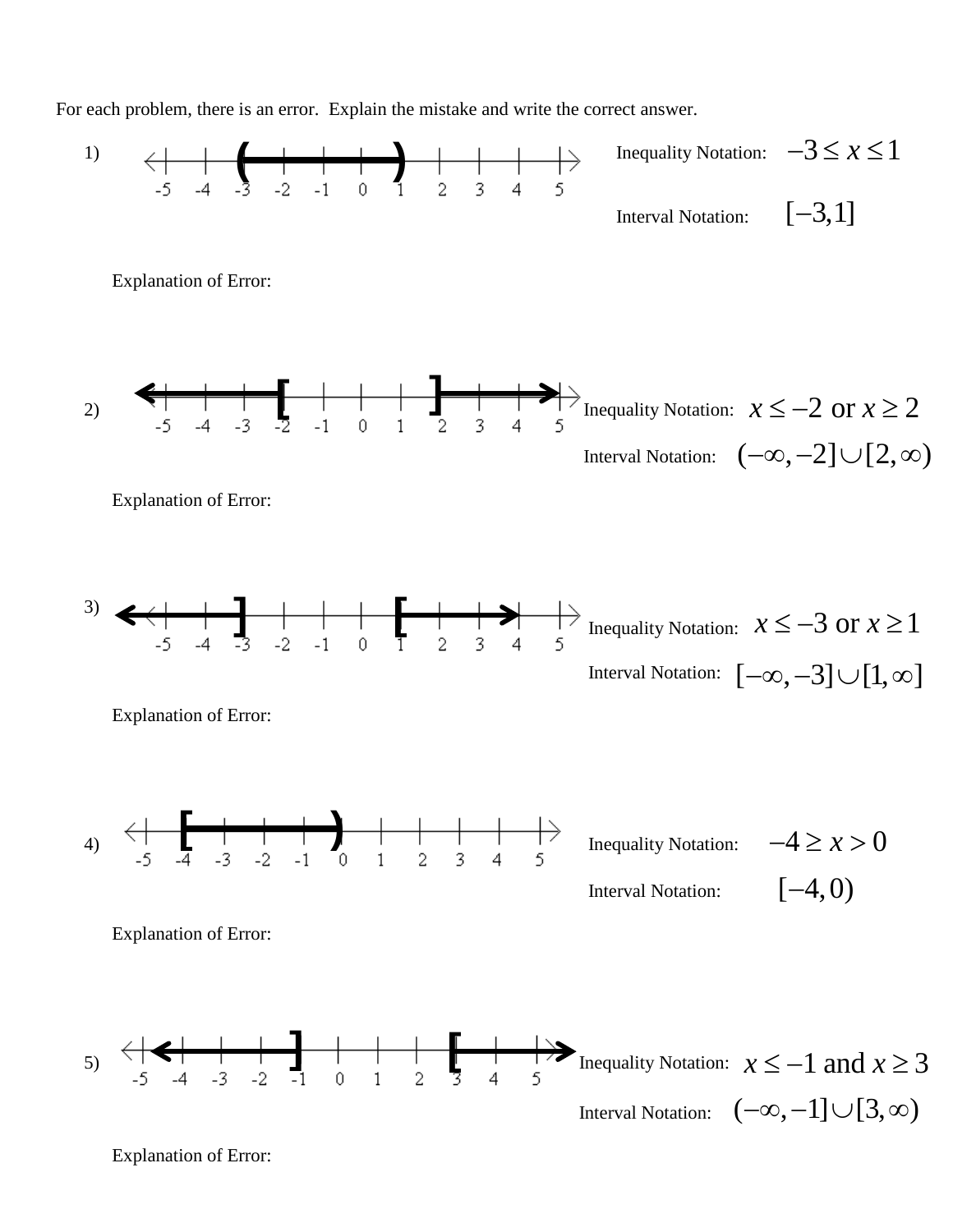For each problem, there is an error. Explain the mistake and write the correct answer.

1)

Inequality Notation: $-3 \le x \le 1$

Interval Notation: $[-3,1]$

Explanation of Error:

2)

Inequality Notation: $x \le -2$ or $x \ge 2$

Interval Notation: $(-\infty,-2] \cup [2,\infty)$

Explanation of Error:

3)

Inequality Notation: $x \le -3$ or $x \ge 1$

Interval Notation: $[-\infty,-3] \cup [1,\infty]$

Explanation of Error:

4)

Inequality Notation: $-4 \ge x > 0$

Interval Notation: $[-4,0)$

Explanation of Error:

5)

Inequality Notation: $x \le -1$ and $x \ge 3$

Interval Notation: $(-\infty,-1] \cup [3,\infty)$

Explanation of Error: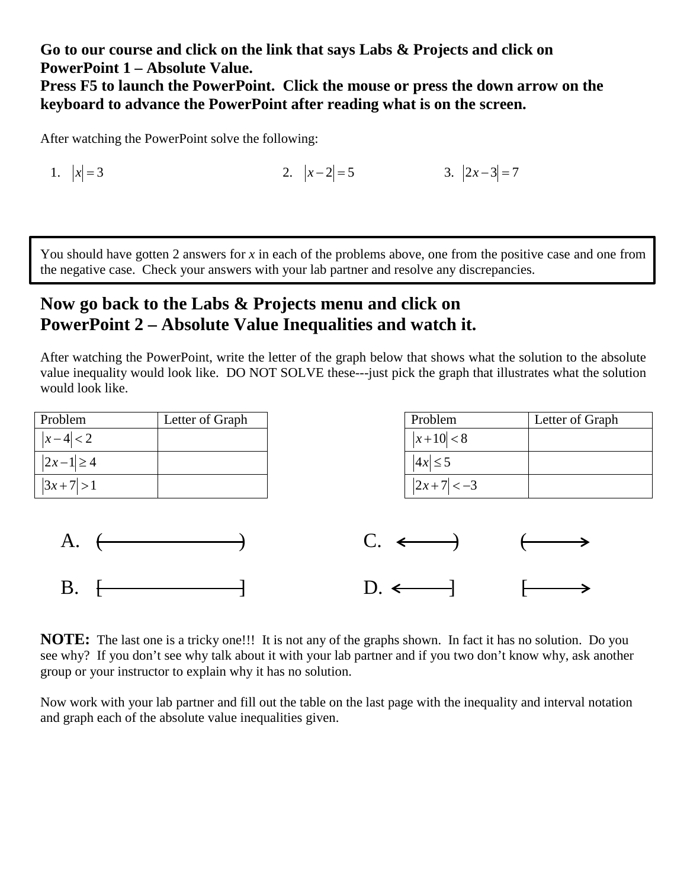**Go to our course and click on the link that says Labs & Projects and click on PowerPoint 1 – Absolute Value.**
**Press F5 to launch the PowerPoint. Click the mouse or press the down arrow on the keyboard to advance the PowerPoint after reading what is on the screen.**

After watching the PowerPoint solve the following:

1. $|x| = 3$
2. $|x-2| = 5$
3. $|2x-3| = 7$

You should have gotten 2 answers for *x* in each of the problems above, one from the positive case and one from the negative case. Check your answers with your lab partner and resolve any discrepancies.

## Now go back to the Labs & Projects menu and click on PowerPoint 2 – Absolute Value Inequalities and watch it.

After watching the PowerPoint, write the letter of the graph below that shows what the solution to the absolute value inequality would look like. DO NOT SOLVE these---just pick the graph that illustrates what the solution would look like.

| Problem | Letter of Graph |
| --- | --- |
| $|x-4| < 2$ | |
| $|2x-1| \geq 4$ | |
| $|3x+7| > 1$ | |

| Problem | Letter of Graph |
| --- | --- |
| $|x+10| < 8$ | |
| $|4x| \leq 5$ | |
| $|2x+7| < -3$ | |

A. ( ——————— )

B. [ ——————— ]

C. ←——— ) ( ———→

D. ←——— ] [ ———→

**NOTE:** The last one is a tricky one!!! It is not any of the graphs shown. In fact it has no solution. Do you see why? If you don't see why talk about it with your lab partner and if you two don't know why, ask another group or your instructor to explain why it has no solution.

Now work with your lab partner and fill out the table on the last page with the inequality and interval notation and graph each of the absolute value inequalities given.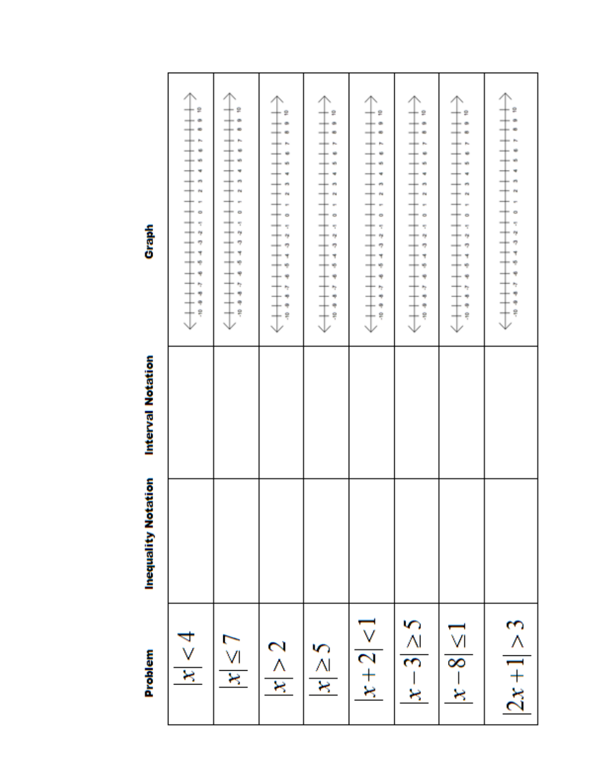| Problem | Inequality Notation | Interval Notation | Graph |
| --- | --- | --- | --- |
| $\|x\| < 4$ | | | -10 -9 -8 -7 -6 -5 -4 -3 -2 -1 0 1 2 3 4 5 6 7 8 9 10 |
| $\|x\| \leq 7$ | | | -10 -9 -8 -7 -6 -5 -4 -3 -2 -1 0 1 2 3 4 5 6 7 8 9 10 |
| $\|x\| > 2$ | | | -10 -9 -8 -7 -6 -5 -4 -3 -2 -1 0 1 2 3 4 5 6 7 8 9 10 |
| $\|x\| \geq 5$ | | | -10 -9 -8 -7 -6 -5 -4 -3 -2 -1 0 1 2 3 4 5 6 7 8 9 10 |
| $\|x+2\| < 1$ | | | -10 -9 -8 -7 -6 -5 -4 -3 -2 -1 0 1 2 3 4 5 6 7 8 9 10 |
| $\|x-3\| \geq 5$ | | | -10 -9 -8 -7 -6 -5 -4 -3 -2 -1 0 1 2 3 4 5 6 7 8 9 10 |
| $\|x-8\| \leq 1$ | | | -10 -9 -8 -7 -6 -5 -4 -3 -2 -1 0 1 2 3 4 5 6 7 8 9 10 |
| $\|2x+1\| > 3$ | | | -10 -9 -8 -7 -6 -5 -4 -3 -2 -1 0 1 2 3 4 5 6 7 8 9 10 |